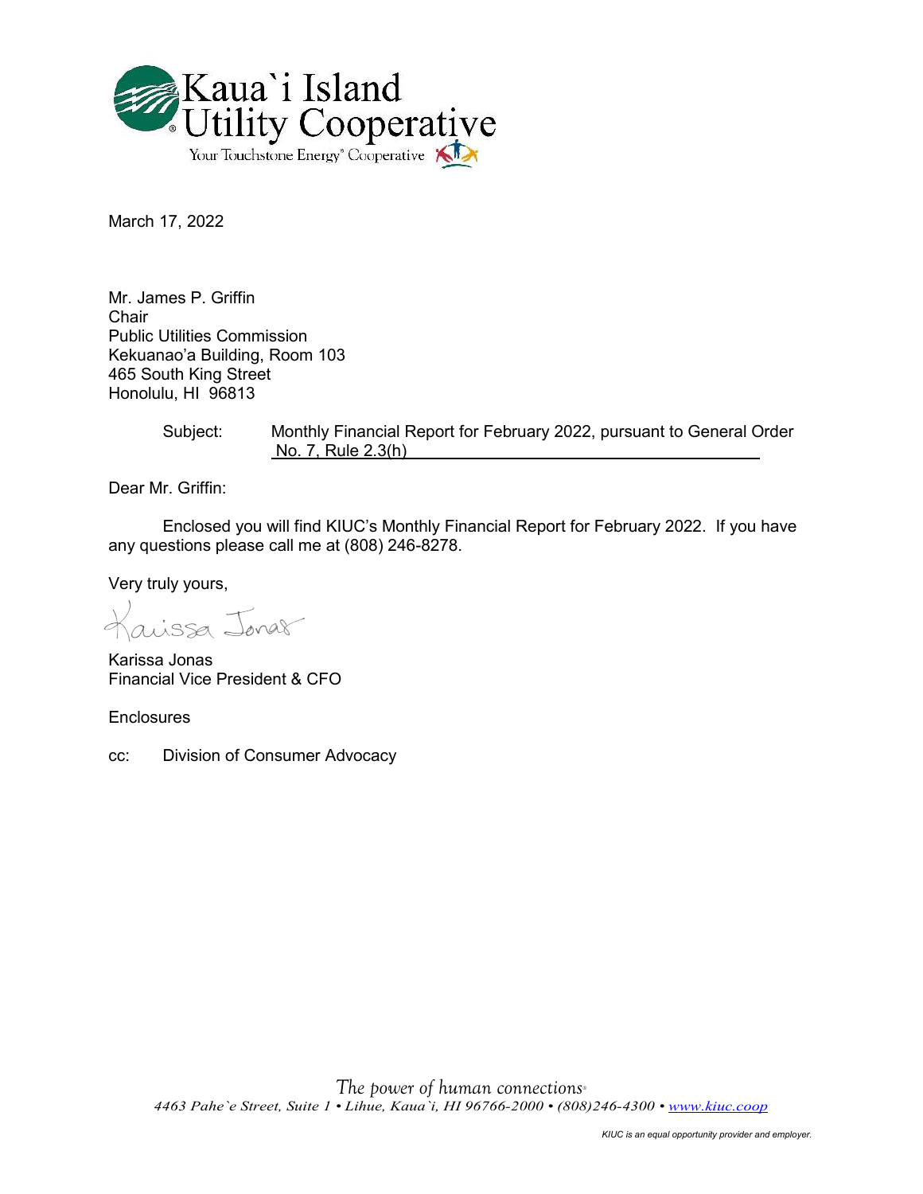Kaua`i Island Utility Cooperative

Your Touchstone Energy® Cooperative

March 17, 2022

Mr. James P. Griffin
Chair
Public Utilities Commission
Kekuanao'a Building, Room 103
465 South King Street
Honolulu, HI 96813

Subject: Monthly Financial Report for February 2022, pursuant to General Order No. 7, Rule 2.3(h)

Dear Mr. Griffin:

Enclosed you will find KIUC's Monthly Financial Report for February 2022. If you have any questions please call me at (808) 246-8278.

Very truly yours,

Karissa Jonas

Karissa Jonas
Financial Vice President & CFO

Enclosures

cc: Division of Consumer Advocacy

*The power of human connections®*

*4463 Pahe`e Street, Suite 1 • Lihue, Kaua`i, HI 96766-2000 • (808)246-4300 • www.kiuc.coop*

*KIUC is an equal opportunity provider and employer.*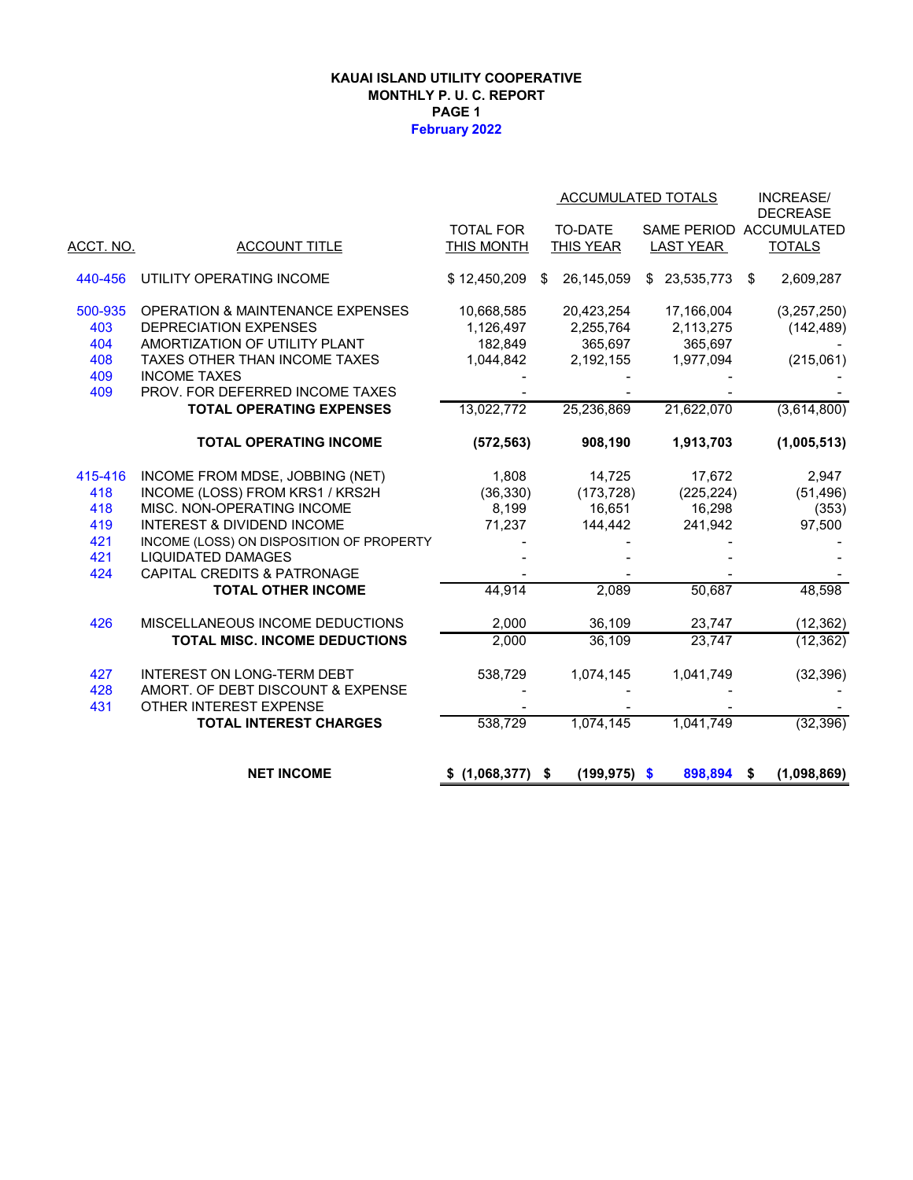**KAUAI ISLAND UTILITY COOPERATIVE**
**MONTHLY P. U. C. REPORT**
**PAGE 1**
**February 2022**

| ACCT. NO. | ACCOUNT TITLE | TOTAL FOR THIS MONTH | ACCUMULATED TOTALS TO-DATE THIS YEAR | ACCUMULATED TOTALS SAME PERIOD LAST YEAR | INCREASE/ DECREASE ACCUMULATED TOTALS |
|---|---|---|---|---|---|
| 440-456 | UTILITY OPERATING INCOME | $ 12,450,209 | $ 26,145,059 | $ 23,535,773 | $ 2,609,287 |
| 500-935 | OPERATION & MAINTENANCE EXPENSES | 10,668,585 | 20,423,254 | 17,166,004 | (3,257,250) |
| 403 | DEPRECIATION EXPENSES | 1,126,497 | 2,255,764 | 2,113,275 | (142,489) |
| 404 | AMORTIZATION OF UTILITY PLANT | 182,849 | 365,697 | 365,697 | - |
| 408 | TAXES OTHER THAN INCOME TAXES | 1,044,842 | 2,192,155 | 1,977,094 | (215,061) |
| 409 | INCOME TAXES | - | - | - | - |
| 409 | PROV. FOR DEFERRED INCOME TAXES | - | - | - | - |
| | **TOTAL OPERATING EXPENSES** | 13,022,772 | 25,236,869 | 21,622,070 | (3,614,800) |
| | **TOTAL OPERATING INCOME** | **(572,563)** | **908,190** | **1,913,703** | **(1,005,513)** |
| 415-416 | INCOME FROM MDSE, JOBBING (NET) | 1,808 | 14,725 | 17,672 | 2,947 |
| 418 | INCOME (LOSS) FROM KRS1 / KRS2H | (36,330) | (173,728) | (225,224) | (51,496) |
| 418 | MISC. NON-OPERATING INCOME | 8,199 | 16,651 | 16,298 | (353) |
| 419 | INTEREST & DIVIDEND INCOME | 71,237 | 144,442 | 241,942 | 97,500 |
| 421 | INCOME (LOSS) ON DISPOSITION OF PROPERTY | - | - | - | - |
| 421 | LIQUIDATED DAMAGES | - | - | - | - |
| 424 | CAPITAL CREDITS & PATRONAGE | - | - | - | - |
| | **TOTAL OTHER INCOME** | 44,914 | 2,089 | 50,687 | 48,598 |
| 426 | MISCELLANEOUS INCOME DEDUCTIONS | 2,000 | 36,109 | 23,747 | (12,362) |
| | **TOTAL MISC. INCOME DEDUCTIONS** | 2,000 | 36,109 | 23,747 | (12,362) |
| 427 | INTEREST ON LONG-TERM DEBT | 538,729 | 1,074,145 | 1,041,749 | (32,396) |
| 428 | AMORT. OF DEBT DISCOUNT & EXPENSE | - | - | - | - |
| 431 | OTHER INTEREST EXPENSE | - | - | - | - |
| | **TOTAL INTEREST CHARGES** | 538,729 | 1,074,145 | 1,041,749 | (32,396) |
| | **NET INCOME** | **$ (1,068,377)** | **$ (199,975)** | **$ 898,894** | **$ (1,098,869)** |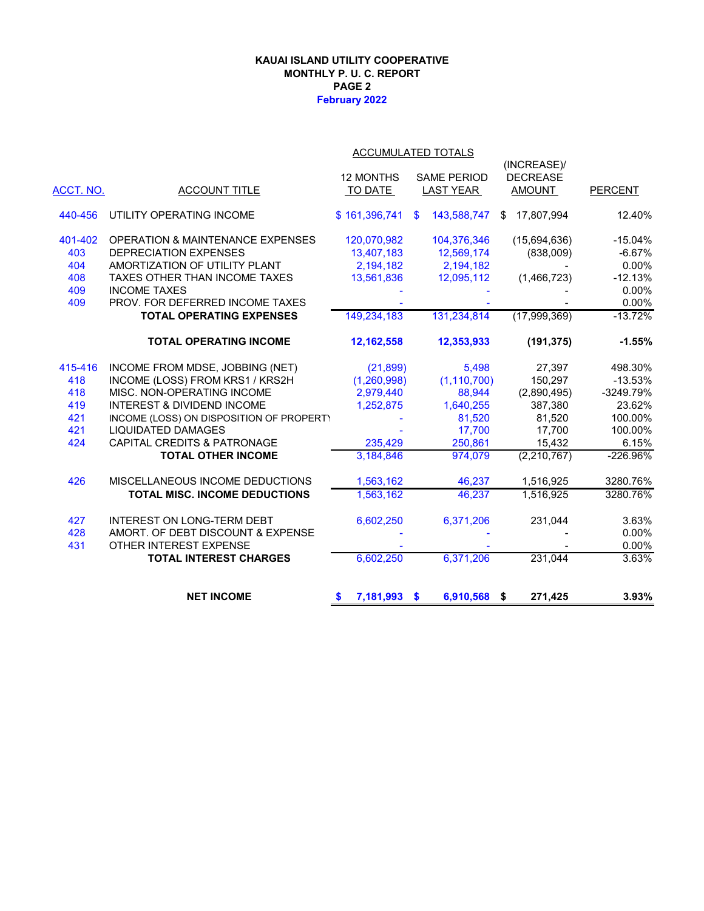**KAUAI ISLAND UTILITY COOPERATIVE**
**MONTHLY P. U. C. REPORT**
**PAGE 2**
**February 2022**

| ACCT. NO. | ACCOUNT TITLE | ACCUMULATED TOTALS 12 MONTHS TO DATE | SAME PERIOD LAST YEAR | (INCREASE)/ DECREASE AMOUNT | PERCENT |
|---|---|---|---|---|---|
| 440-456 | UTILITY OPERATING INCOME | $ 161,396,741 | $ 143,588,747 | $ 17,807,994 | 12.40% |
| 401-402 | OPERATION & MAINTENANCE EXPENSES | 120,070,982 | 104,376,346 | (15,694,636) | -15.04% |
| 403 | DEPRECIATION EXPENSES | 13,407,183 | 12,569,174 | (838,009) | -6.67% |
| 404 | AMORTIZATION OF UTILITY PLANT | 2,194,182 | 2,194,182 | - | 0.00% |
| 408 | TAXES OTHER THAN INCOME TAXES | 13,561,836 | 12,095,112 | (1,466,723) | -12.13% |
| 409 | INCOME TAXES | - | - | - | 0.00% |
| 409 | PROV. FOR DEFERRED INCOME TAXES | - | - | - | 0.00% |
| | **TOTAL OPERATING EXPENSES** | 149,234,183 | 131,234,814 | (17,999,369) | -13.72% |
| | **TOTAL OPERATING INCOME** | **12,162,558** | **12,353,933** | **(191,375)** | **-1.55%** |
| 415-416 | INCOME FROM MDSE, JOBBING (NET) | (21,899) | 5,498 | 27,397 | 498.30% |
| 418 | INCOME (LOSS) FROM KRS1 / KRS2H | (1,260,998) | (1,110,700) | 150,297 | -13.53% |
| 418 | MISC. NON-OPERATING INCOME | 2,979,440 | 88,944 | (2,890,495) | -3249.79% |
| 419 | INTEREST & DIVIDEND INCOME | 1,252,875 | 1,640,255 | 387,380 | 23.62% |
| 421 | INCOME (LOSS) ON DISPOSITION OF PROPERTY | - | 81,520 | 81,520 | 100.00% |
| 421 | LIQUIDATED DAMAGES | - | 17,700 | 17,700 | 100.00% |
| 424 | CAPITAL CREDITS & PATRONAGE | 235,429 | 250,861 | 15,432 | 6.15% |
| | **TOTAL OTHER INCOME** | 3,184,846 | 974,079 | (2,210,767) | -226.96% |
| 426 | MISCELLANEOUS INCOME DEDUCTIONS | 1,563,162 | 46,237 | 1,516,925 | 3280.76% |
| | **TOTAL MISC. INCOME DEDUCTIONS** | 1,563,162 | 46,237 | 1,516,925 | 3280.76% |
| 427 | INTEREST ON LONG-TERM DEBT | 6,602,250 | 6,371,206 | 231,044 | 3.63% |
| 428 | AMORT. OF DEBT DISCOUNT & EXPENSE | - | - | - | 0.00% |
| 431 | OTHER INTEREST EXPENSE | - | - | - | 0.00% |
| | **TOTAL INTEREST CHARGES** | 6,602,250 | 6,371,206 | 231,044 | 3.63% |
| | **NET INCOME** | **$ 7,181,993** | **$ 6,910,568** | **$ 271,425** | **3.93%** |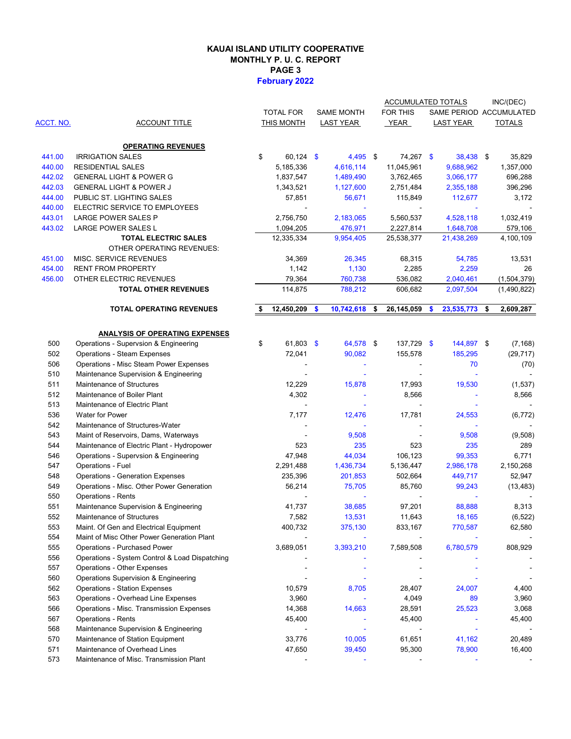# KAUAI ISLAND UTILITY COOPERATIVE
## MONTHLY P. U. C. REPORT
### PAGE 3
### February 2022

| ACCT. NO. | ACCOUNT TITLE | TOTAL FOR THIS MONTH | SAME MONTH LAST YEAR | ACCUMULATED TOTALS FOR THIS YEAR | ACCUMULATED TOTALS SAME PERIOD LAST YEAR | INC/(DEC) ACCUMULATED TOTALS |
|---|---|---|---|---|---|---|
| | **OPERATING REVENUES** | | | | | |
| 441.00 | IRRIGATION SALES | $ 60,124 | $ 4,495 | $ 74,267 | $ 38,438 | $ 35,829 |
| 440.00 | RESIDENTIAL SALES | 5,185,336 | 4,616,114 | 11,045,961 | 9,688,962 | 1,357,000 |
| 442.02 | GENERAL LIGHT & POWER G | 1,837,547 | 1,489,490 | 3,762,465 | 3,066,177 | 696,288 |
| 442.03 | GENERAL LIGHT & POWER J | 1,343,521 | 1,127,600 | 2,751,484 | 2,355,188 | 396,296 |
| 444.00 | PUBLIC ST. LIGHTING SALES | 57,851 | 56,671 | 115,849 | 112,677 | 3,172 |
| 440.00 | ELECTRIC SERVICE TO EMPLOYEES | - | - | - | - | - |
| 443.01 | LARGE POWER SALES P | 2,756,750 | 2,183,065 | 5,560,537 | 4,528,118 | 1,032,419 |
| 443.02 | LARGE POWER SALES L | 1,094,205 | 476,971 | 2,227,814 | 1,648,708 | 579,106 |
| | **TOTAL ELECTRIC SALES** | 12,335,334 | 9,954,405 | 25,538,377 | 21,438,269 | 4,100,109 |
| | OTHER OPERATING REVENUES: | | | | | |
| 451.00 | MISC. SERVICE REVENUES | 34,369 | 26,345 | 68,315 | 54,785 | 13,531 |
| 454.00 | RENT FROM PROPERTY | 1,142 | 1,130 | 2,285 | 2,259 | 26 |
| 456.00 | OTHER ELECTRIC REVENUES | 79,364 | 760,738 | 536,082 | 2,040,461 | (1,504,379) |
| | **TOTAL OTHER REVENUES** | 114,875 | 788,212 | 606,682 | 2,097,504 | (1,490,822) |
| | **TOTAL OPERATING REVENUES** | **$ 12,450,209** | **$ 10,742,618** | **$ 26,145,059** | **$ 23,535,773** | **$ 2,609,287** |
| | **ANALYSIS OF OPERATING EXPENSES** | | | | | |
| 500 | Operations - Supervsion & Engineering | $ 61,803 | $ 64,578 | $ 137,729 | $ 144,897 | $ (7,168) |
| 502 | Operations - Steam Expenses | 72,041 | 90,082 | 155,578 | 185,295 | (29,717) |
| 506 | Operations - Misc Steam Power Expenses | - | - | - | 70 | (70) |
| 510 | Maintenance Supervision & Engineering | - | - | - | - | - |
| 511 | Maintenance of Structures | 12,229 | 15,878 | 17,993 | 19,530 | (1,537) |
| 512 | Maintenance of Boiler Plant | 4,302 | - | 8,566 | - | 8,566 |
| 513 | Maintenance of Electric Plant | - | - | - | - | - |
| 536 | Water for Power | 7,177 | 12,476 | 17,781 | 24,553 | (6,772) |
| 542 | Maintenance of Structures-Water | - | - | - | - | - |
| 543 | Maint of Reservoirs, Dams, Waterways | - | 9,508 | - | 9,508 | (9,508) |
| 544 | Maintenance of Electric Plant - Hydropower | 523 | 235 | 523 | 235 | 289 |
| 546 | Operations - Supervsion & Engineering | 47,948 | 44,034 | 106,123 | 99,353 | 6,771 |
| 547 | Operations - Fuel | 2,291,488 | 1,436,734 | 5,136,447 | 2,986,178 | 2,150,268 |
| 548 | Operations - Generation Expenses | 235,396 | 201,853 | 502,664 | 449,717 | 52,947 |
| 549 | Operations - Misc. Other Power Generation | 56,214 | 75,705 | 85,760 | 99,243 | (13,483) |
| 550 | Operations - Rents | - | - | - | - | - |
| 551 | Maintenance Supervision & Engineering | 41,737 | 38,685 | 97,201 | 88,888 | 8,313 |
| 552 | Maintenance of Structures | 7,582 | 13,531 | 11,643 | 18,165 | (6,522) |
| 553 | Maint. Of Gen and Electrical Equipment | 400,732 | 375,130 | 833,167 | 770,587 | 62,580 |
| 554 | Maint of Misc Other Power Generation Plant | - | - | - | - | - |
| 555 | Operations - Purchased Power | 3,689,051 | 3,393,210 | 7,589,508 | 6,780,579 | 808,929 |
| 556 | Operations - System Control & Load Dispatching | - | - | - | - | - |
| 557 | Operations - Other Expenses | - | - | - | - | - |
| 560 | Operations Supervision & Engineering | - | - | - | - | - |
| 562 | Operations - Station Expenses | 10,579 | 8,705 | 28,407 | 24,007 | 4,400 |
| 563 | Operations - Overhead Line Expenses | 3,960 | - | 4,049 | 89 | 3,960 |
| 566 | Operations - Misc. Transmission Expenses | 14,368 | 14,663 | 28,591 | 25,523 | 3,068 |
| 567 | Operations - Rents | 45,400 | - | 45,400 | - | 45,400 |
| 568 | Maintenance Supervision & Engineering | - | - | - | - | - |
| 570 | Maintenance of Station Equipment | 33,776 | 10,005 | 61,651 | 41,162 | 20,489 |
| 571 | Maintenance of Overhead Lines | 47,650 | 39,450 | 95,300 | 78,900 | 16,400 |
| 573 | Maintenance of Misc. Transmission Plant | - | - | - | - | - |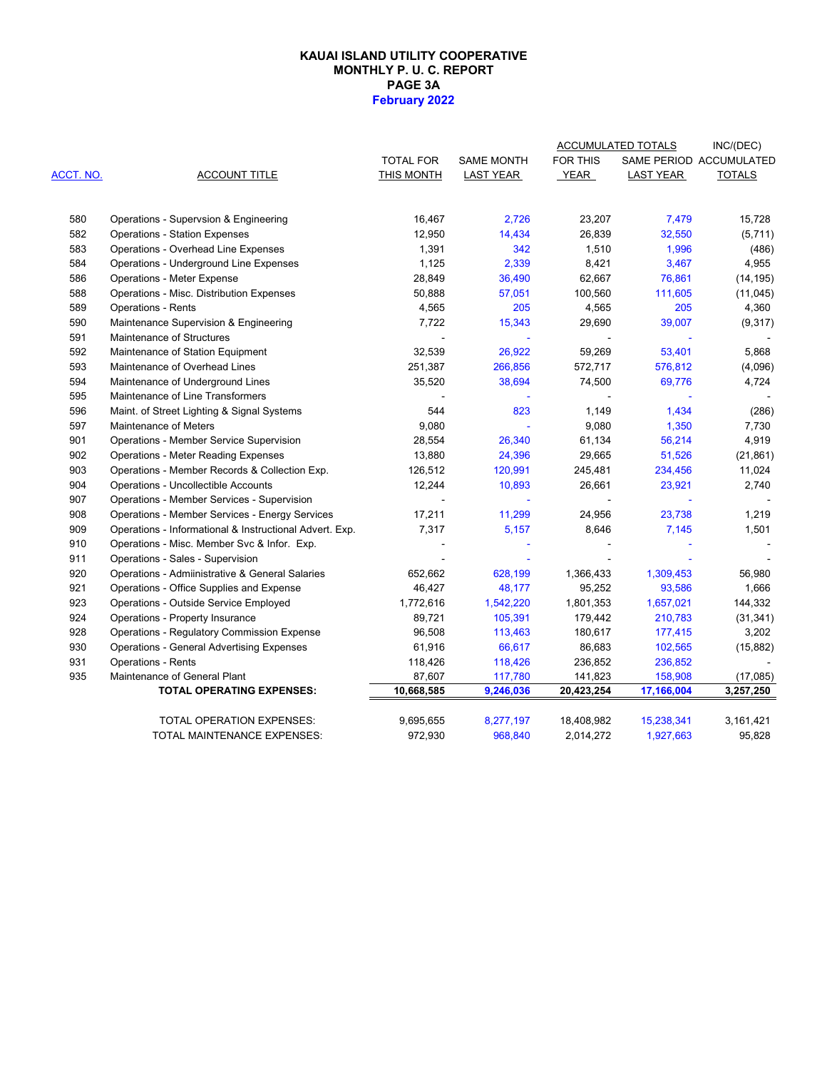**KAUAI ISLAND UTILITY COOPERATIVE**
**MONTHLY P. U. C. REPORT**
**PAGE 3A**
**February 2022**

| ACCT. NO. | ACCOUNT TITLE | TOTAL FOR THIS MONTH | SAME MONTH LAST YEAR | ACCUMULATED TOTALS FOR THIS YEAR | ACCUMULATED TOTALS SAME PERIOD LAST YEAR | INC/(DEC) ACCUMULATED TOTALS |
|---|---|---|---|---|---|---|
| 580 | Operations - Supervsion & Engineering | 16,467 | 2,726 | 23,207 | 7,479 | 15,728 |
| 582 | Operations - Station Expenses | 12,950 | 14,434 | 26,839 | 32,550 | (5,711) |
| 583 | Operations - Overhead Line Expenses | 1,391 | 342 | 1,510 | 1,996 | (486) |
| 584 | Operations - Underground Line Expenses | 1,125 | 2,339 | 8,421 | 3,467 | 4,955 |
| 586 | Operations - Meter Expense | 28,849 | 36,490 | 62,667 | 76,861 | (14,195) |
| 588 | Operations - Misc. Distribution Expenses | 50,888 | 57,051 | 100,560 | 111,605 | (11,045) |
| 589 | Operations - Rents | 4,565 | 205 | 4,565 | 205 | 4,360 |
| 590 | Maintenance Supervision & Engineering | 7,722 | 15,343 | 29,690 | 39,007 | (9,317) |
| 591 | Maintenance of Structures | - | - | - | - | - |
| 592 | Maintenance of Station Equipment | 32,539 | 26,922 | 59,269 | 53,401 | 5,868 |
| 593 | Maintenance of Overhead Lines | 251,387 | 266,856 | 572,717 | 576,812 | (4,096) |
| 594 | Maintenance of Underground Lines | 35,520 | 38,694 | 74,500 | 69,776 | 4,724 |
| 595 | Maintenance of Line Transformers | - | - | - | - | - |
| 596 | Maint. of Street Lighting & Signal Systems | 544 | 823 | 1,149 | 1,434 | (286) |
| 597 | Maintenance of Meters | 9,080 | - | 9,080 | 1,350 | 7,730 |
| 901 | Operations - Member Service Supervision | 28,554 | 26,340 | 61,134 | 56,214 | 4,919 |
| 902 | Operations - Meter Reading Expenses | 13,880 | 24,396 | 29,665 | 51,526 | (21,861) |
| 903 | Operations - Member Records & Collection Exp. | 126,512 | 120,991 | 245,481 | 234,456 | 11,024 |
| 904 | Operations - Uncollectible Accounts | 12,244 | 10,893 | 26,661 | 23,921 | 2,740 |
| 907 | Operations - Member Services - Supervision | - | - | - | - | - |
| 908 | Operations - Member Services - Energy Services | 17,211 | 11,299 | 24,956 | 23,738 | 1,219 |
| 909 | Operations - Informational & Instructional Advert. Exp. | 7,317 | 5,157 | 8,646 | 7,145 | 1,501 |
| 910 | Operations - Misc. Member Svc & Infor. Exp. | - | - | - | - | - |
| 911 | Operations - Sales - Supervision | - | - | - | - | - |
| 920 | Operations - Admiinistrative & General Salaries | 652,662 | 628,199 | 1,366,433 | 1,309,453 | 56,980 |
| 921 | Operations - Office Supplies and Expense | 46,427 | 48,177 | 95,252 | 93,586 | 1,666 |
| 923 | Operations - Outside Service Employed | 1,772,616 | 1,542,220 | 1,801,353 | 1,657,021 | 144,332 |
| 924 | Operations - Property Insurance | 89,721 | 105,391 | 179,442 | 210,783 | (31,341) |
| 928 | Operations - Regulatory Commission Expense | 96,508 | 113,463 | 180,617 | 177,415 | 3,202 |
| 930 | Operations - General Advertising Expenses | 61,916 | 66,617 | 86,683 | 102,565 | (15,882) |
| 931 | Operations - Rents | 118,426 | 118,426 | 236,852 | 236,852 | - |
| 935 | Maintenance of General Plant | 87,607 | 117,780 | 141,823 | 158,908 | (17,085) |
| | **TOTAL OPERATING EXPENSES:** | **10,668,585** | **9,246,036** | **20,423,254** | **17,166,004** | **3,257,250** |
| | TOTAL OPERATION EXPENSES: | 9,695,655 | 8,277,197 | 18,408,982 | 15,238,341 | 3,161,421 |
| | TOTAL MAINTENANCE EXPENSES: | 972,930 | 968,840 | 2,014,272 | 1,927,663 | 95,828 |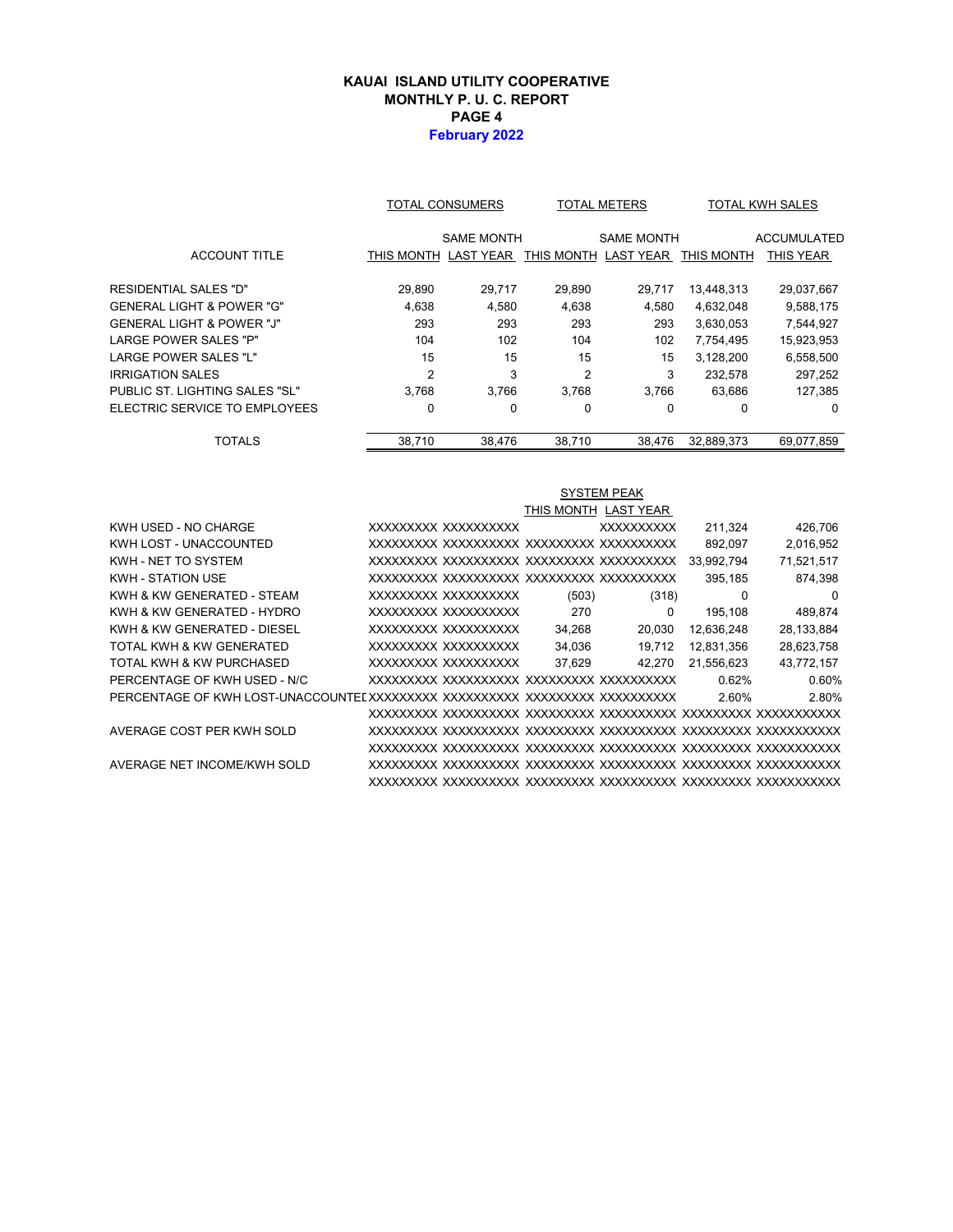# KAUAI ISLAND UTILITY COOPERATIVE
## MONTHLY P. U. C. REPORT
### PAGE 4
### February 2022

| ACCOUNT TITLE | TOTAL CONSUMERS THIS MONTH | TOTAL CONSUMERS SAME MONTH LAST YEAR | TOTAL METERS THIS MONTH | TOTAL METERS SAME MONTH LAST YEAR | TOTAL KWH SALES THIS MONTH | TOTAL KWH SALES ACCUMULATED THIS YEAR |
|---|---|---|---|---|---|---|
| RESIDENTIAL SALES "D" | 29,890 | 29,717 | 29,890 | 29,717 | 13,448,313 | 29,037,667 |
| GENERAL LIGHT & POWER "G" | 4,638 | 4,580 | 4,638 | 4,580 | 4,632,048 | 9,588,175 |
| GENERAL LIGHT & POWER "J" | 293 | 293 | 293 | 293 | 3,630,053 | 7,544,927 |
| LARGE POWER SALES "P" | 104 | 102 | 104 | 102 | 7,754,495 | 15,923,953 |
| LARGE POWER SALES "L" | 15 | 15 | 15 | 15 | 3,128,200 | 6,558,500 |
| IRRIGATION SALES | 2 | 3 | 2 | 3 | 232,578 | 297,252 |
| PUBLIC ST. LIGHTING SALES "SL" | 3,768 | 3,766 | 3,768 | 3,766 | 63,686 | 127,385 |
| ELECTRIC SERVICE TO EMPLOYEES | 0 | 0 | 0 | 0 | 0 | 0 |
| TOTALS | 38,710 | 38,476 | 38,710 | 38,476 | 32,889,373 | 69,077,859 |

| | | | SYSTEM PEAK THIS MONTH | SYSTEM PEAK LAST YEAR | | |
|---|---|---|---|---|---|---|
| KWH USED - NO CHARGE | XXXXXXXXX | XXXXXXXXXX | | XXXXXXXXXX | 211,324 | 426,706 |
| KWH LOST - UNACCOUNTED | XXXXXXXXX | XXXXXXXXXX | XXXXXXXXX | XXXXXXXXXX | 892,097 | 2,016,952 |
| KWH - NET TO SYSTEM | XXXXXXXXX | XXXXXXXXXX | XXXXXXXXX | XXXXXXXXXX | 33,992,794 | 71,521,517 |
| KWH - STATION USE | XXXXXXXXX | XXXXXXXXXX | XXXXXXXXX | XXXXXXXXXX | 395,185 | 874,398 |
| KWH & KW GENERATED - STEAM | XXXXXXXXX | XXXXXXXXXX | (503) | (318) | 0 | 0 |
| KWH & KW GENERATED - HYDRO | XXXXXXXXX | XXXXXXXXXX | 270 | 0 | 195,108 | 489,874 |
| KWH & KW GENERATED - DIESEL | XXXXXXXXX | XXXXXXXXXX | 34,268 | 20,030 | 12,636,248 | 28,133,884 |
| TOTAL KWH & KW GENERATED | XXXXXXXXX | XXXXXXXXXX | 34,036 | 19,712 | 12,831,356 | 28,623,758 |
| TOTAL KWH & KW PURCHASED | XXXXXXXXX | XXXXXXXXXX | 37,629 | 42,270 | 21,556,623 | 43,772,157 |
| PERCENTAGE OF KWH USED - N/C | XXXXXXXXX | XXXXXXXXXX | XXXXXXXXX | XXXXXXXXXX | 0.62% | 0.60% |
| PERCENTAGE OF KWH LOST-UNACCOUNTED | XXXXXXXXX | XXXXXXXXXX | XXXXXXXXX | XXXXXXXXXX | 2.60% | 2.80% |
| | XXXXXXXXX | XXXXXXXXXX | XXXXXXXXX | XXXXXXXXXX | XXXXXXXXX | XXXXXXXXXX |
| AVERAGE COST PER KWH SOLD | XXXXXXXXX | XXXXXXXXXX | XXXXXXXXX | XXXXXXXXXX | XXXXXXXXX | XXXXXXXXXX |
| | XXXXXXXXX | XXXXXXXXXX | XXXXXXXXX | XXXXXXXXXX | XXXXXXXXX | XXXXXXXXXX |
| AVERAGE NET INCOME/KWH SOLD | XXXXXXXXX | XXXXXXXXXX | XXXXXXXXX | XXXXXXXXXX | XXXXXXXXX | XXXXXXXXXX |
| | XXXXXXXXX | XXXXXXXXXX | XXXXXXXXX | XXXXXXXXXX | XXXXXXXXX | XXXXXXXXXX |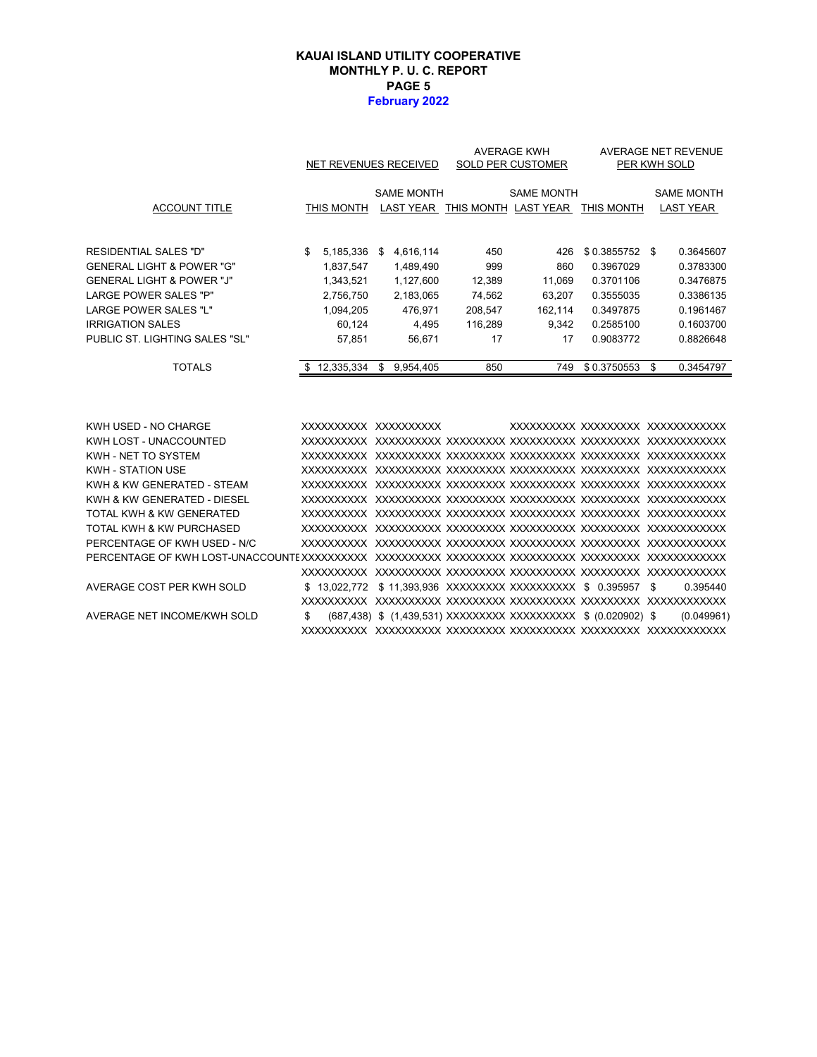# KAUAI ISLAND UTILITY COOPERATIVE
## MONTHLY P. U. C. REPORT
### PAGE 5
### February 2022

| ACCOUNT TITLE | NET REVENUES RECEIVED THIS MONTH | NET REVENUES RECEIVED SAME MONTH LAST YEAR | AVERAGE KWH SOLD PER CUSTOMER THIS MONTH | AVERAGE KWH SOLD PER CUSTOMER SAME MONTH LAST YEAR | AVERAGE NET REVENUE PER KWH SOLD THIS MONTH | AVERAGE NET REVENUE PER KWH SOLD SAME MONTH LAST YEAR |
|---|---|---|---|---|---|---|
| RESIDENTIAL SALES "D" | $ 5,185,336 | $ 4,616,114 | 450 | 426 | $ 0.3855752 | $ 0.3645607 |
| GENERAL LIGHT & POWER "G" | 1,837,547 | 1,489,490 | 999 | 860 | 0.3967029 | 0.3783300 |
| GENERAL LIGHT & POWER "J" | 1,343,521 | 1,127,600 | 12,389 | 11,069 | 0.3701106 | 0.3476875 |
| LARGE POWER SALES "P" | 2,756,750 | 2,183,065 | 74,562 | 63,207 | 0.3555035 | 0.3386135 |
| LARGE POWER SALES "L" | 1,094,205 | 476,971 | 208,547 | 162,114 | 0.3497875 | 0.1961467 |
| IRRIGATION SALES | 60,124 | 4,495 | 116,289 | 9,342 | 0.2585100 | 0.1603700 |
| PUBLIC ST. LIGHTING SALES "SL" | 57,851 | 56,671 | 17 | 17 | 0.9083772 | 0.8826648 |
| TOTALS | $ 12,335,334 | $ 9,954,405 | 850 | 749 | $ 0.3750553 | $ 0.3454797 |

| | | | | | | |
|---|---|---|---|---|---|---|
| KWH USED - NO CHARGE | XXXXXXXXXX | XXXXXXXXXX | | XXXXXXXXXX | XXXXXXXXX | XXXXXXXXXXX |
| KWH LOST - UNACCOUNTED | XXXXXXXXXX | XXXXXXXXXX | XXXXXXXXX | XXXXXXXXXX | XXXXXXXXX | XXXXXXXXXXX |
| KWH - NET TO SYSTEM | XXXXXXXXXX | XXXXXXXXXX | XXXXXXXXX | XXXXXXXXXX | XXXXXXXXX | XXXXXXXXXXX |
| KWH - STATION USE | XXXXXXXXXX | XXXXXXXXXX | XXXXXXXXX | XXXXXXXXXX | XXXXXXXXX | XXXXXXXXXXX |
| KWH & KW GENERATED - STEAM | XXXXXXXXXX | XXXXXXXXXX | XXXXXXXXX | XXXXXXXXXX | XXXXXXXXX | XXXXXXXXXXX |
| KWH & KW GENERATED - DIESEL | XXXXXXXXXX | XXXXXXXXXX | XXXXXXXXX | XXXXXXXXXX | XXXXXXXXX | XXXXXXXXXXX |
| TOTAL KWH & KW GENERATED | XXXXXXXXXX | XXXXXXXXXX | XXXXXXXXX | XXXXXXXXXX | XXXXXXXXX | XXXXXXXXXXX |
| TOTAL KWH & KW PURCHASED | XXXXXXXXXX | XXXXXXXXXX | XXXXXXXXX | XXXXXXXXXX | XXXXXXXXX | XXXXXXXXXXX |
| PERCENTAGE OF KWH USED - N/C | XXXXXXXXXX | XXXXXXXXXX | XXXXXXXXX | XXXXXXXXXX | XXXXXXXXX | XXXXXXXXXXX |
| PERCENTAGE OF KWH LOST-UNACCOUNTE | XXXXXXXXXX | XXXXXXXXXX | XXXXXXXXX | XXXXXXXXXX | XXXXXXXXX | XXXXXXXXXXX |
| | XXXXXXXXXX | XXXXXXXXXX | XXXXXXXXX | XXXXXXXXXX | XXXXXXXXX | XXXXXXXXXXX |
| AVERAGE COST PER KWH SOLD | $ 13,022,772 | $ 11,393,936 | XXXXXXXXX | XXXXXXXXXX | $ 0.395957 | $ 0.395440 |
| | XXXXXXXXXX | XXXXXXXXXX | XXXXXXXXX | XXXXXXXXXX | XXXXXXXXX | XXXXXXXXXXX |
| AVERAGE NET INCOME/KWH SOLD | $ (687,438) | $ (1,439,531) | XXXXXXXXX | XXXXXXXXXX | $ (0.020902) | $ (0.049961) |
| | XXXXXXXXXX | XXXXXXXXXX | XXXXXXXXX | XXXXXXXXXX | XXXXXXXXX | XXXXXXXXXXX |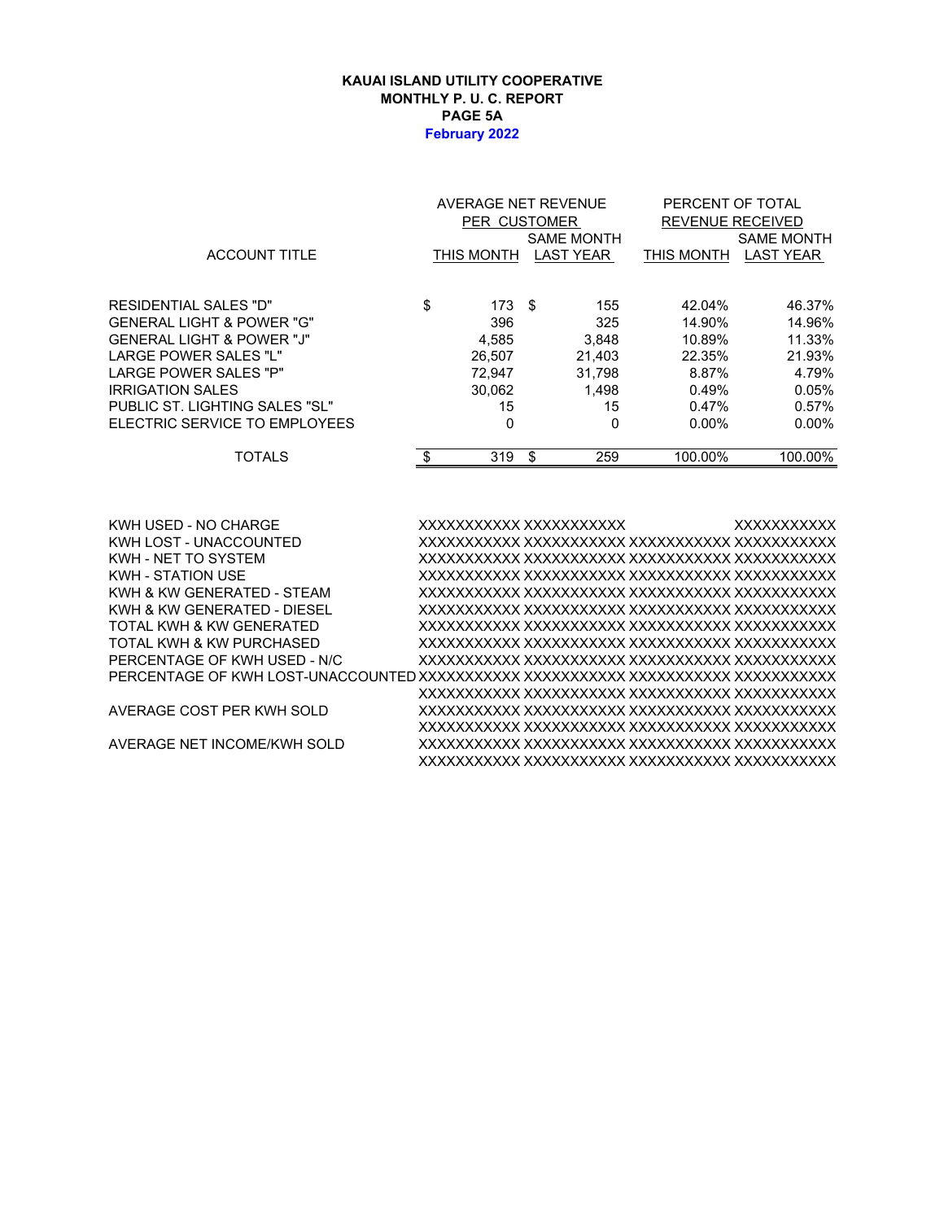**KAUAI ISLAND UTILITY COOPERATIVE**
**MONTHLY P. U. C. REPORT**
**PAGE 5A**
**February 2022**

| ACCOUNT TITLE | AVERAGE NET REVENUE PER CUSTOMER | | PERCENT OF TOTAL REVENUE RECEIVED | |
|---|---|---|---|---|
| | THIS MONTH | SAME MONTH LAST YEAR | THIS MONTH | SAME MONTH LAST YEAR |
| RESIDENTIAL SALES "D" | $ 173 | $ 155 | 42.04% | 46.37% |
| GENERAL LIGHT & POWER "G" | 396 | 325 | 14.90% | 14.96% |
| GENERAL LIGHT & POWER "J" | 4,585 | 3,848 | 10.89% | 11.33% |
| LARGE POWER SALES "L" | 26,507 | 21,403 | 22.35% | 21.93% |
| LARGE POWER SALES "P" | 72,947 | 31,798 | 8.87% | 4.79% |
| IRRIGATION SALES | 30,062 | 1,498 | 0.49% | 0.05% |
| PUBLIC ST. LIGHTING SALES "SL" | 15 | 15 | 0.47% | 0.57% |
| ELECTRIC SERVICE TO EMPLOYEES | 0 | 0 | 0.00% | 0.00% |
| TOTALS | $ 319 | $ 259 | 100.00% | 100.00% |

| | | | | |
|---|---|---|---|---|
| KWH USED - NO CHARGE | XXXXXXXXXXX | XXXXXXXXXXX | | XXXXXXXXXXX |
| KWH LOST - UNACCOUNTED | XXXXXXXXXXX | XXXXXXXXXXX | XXXXXXXXXXX | XXXXXXXXXXX |
| KWH - NET TO SYSTEM | XXXXXXXXXXX | XXXXXXXXXXX | XXXXXXXXXXX | XXXXXXXXXXX |
| KWH - STATION USE | XXXXXXXXXXX | XXXXXXXXXXX | XXXXXXXXXXX | XXXXXXXXXXX |
| KWH & KW GENERATED - STEAM | XXXXXXXXXXX | XXXXXXXXXXX | XXXXXXXXXXX | XXXXXXXXXXX |
| KWH & KW GENERATED - DIESEL | XXXXXXXXXXX | XXXXXXXXXXX | XXXXXXXXXXX | XXXXXXXXXXX |
| TOTAL KWH & KW GENERATED | XXXXXXXXXXX | XXXXXXXXXXX | XXXXXXXXXXX | XXXXXXXXXXX |
| TOTAL KWH & KW PURCHASED | XXXXXXXXXXX | XXXXXXXXXXX | XXXXXXXXXXX | XXXXXXXXXXX |
| PERCENTAGE OF KWH USED - N/C | XXXXXXXXXXX | XXXXXXXXXXX | XXXXXXXXXXX | XXXXXXXXXXX |
| PERCENTAGE OF KWH LOST-UNACCOUNTED | XXXXXXXXXXX | XXXXXXXXXXX | XXXXXXXXXXX | XXXXXXXXXXX |
| | XXXXXXXXXXX | XXXXXXXXXXX | XXXXXXXXXXX | XXXXXXXXXXX |
| AVERAGE COST PER KWH SOLD | XXXXXXXXXXX | XXXXXXXXXXX | XXXXXXXXXXX | XXXXXXXXXXX |
| | XXXXXXXXXXX | XXXXXXXXXXX | XXXXXXXXXXX | XXXXXXXXXXX |
| AVERAGE NET INCOME/KWH SOLD | XXXXXXXXXXX | XXXXXXXXXXX | XXXXXXXXXXX | XXXXXXXXXXX |
| | XXXXXXXXXXX | XXXXXXXXXXX | XXXXXXXXXXX | XXXXXXXXXXX |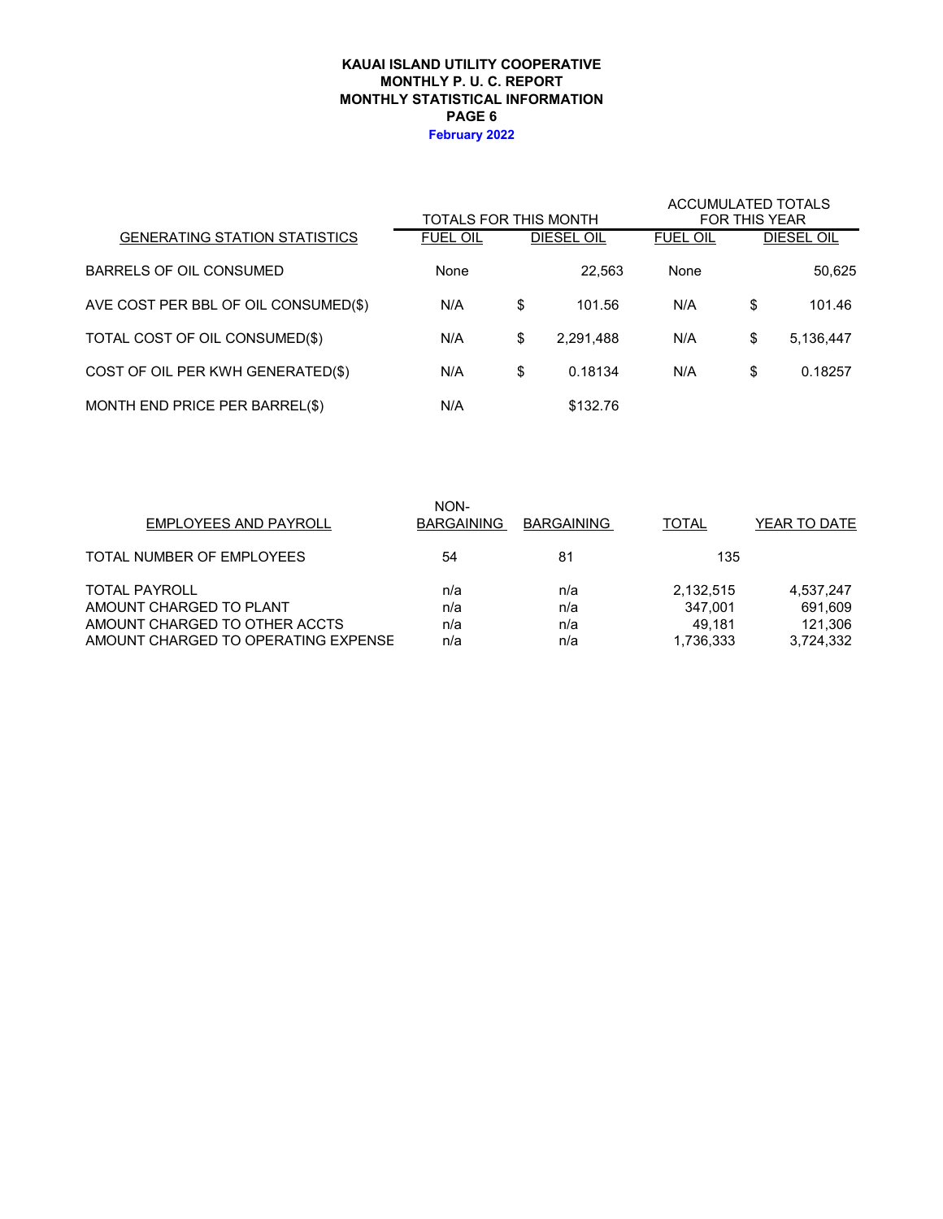**KAUAI ISLAND UTILITY COOPERATIVE**
**MONTHLY P. U. C. REPORT**
**MONTHLY STATISTICAL INFORMATION**
**PAGE 6**
**February 2022**

| GENERATING STATION STATISTICS | TOTALS FOR THIS MONTH | | ACCUMULATED TOTALS FOR THIS YEAR | |
|---|---|---|---|---|
| | FUEL OIL | DIESEL OIL | FUEL OIL | DIESEL OIL |
| BARRELS OF OIL CONSUMED | None | 22,563 | None | 50,625 |
| AVE COST PER BBL OF OIL CONSUMED($) | N/A | $ 101.56 | N/A | $ 101.46 |
| TOTAL COST OF OIL CONSUMED($) | N/A | $ 2,291,488 | N/A | $ 5,136,447 |
| COST OF OIL PER KWH GENERATED($) | N/A | $ 0.18134 | N/A | $ 0.18257 |
| MONTH END PRICE PER BARREL($) | N/A | $132.76 | | |

| EMPLOYEES AND PAYROLL | NON-BARGAINING | BARGAINING | TOTAL | YEAR TO DATE |
|---|---|---|---|---|
| TOTAL NUMBER OF EMPLOYEES | 54 | 81 | 135 | |
| TOTAL PAYROLL | n/a | n/a | 2,132,515 | 4,537,247 |
| AMOUNT CHARGED TO PLANT | n/a | n/a | 347,001 | 691,609 |
| AMOUNT CHARGED TO OTHER ACCTS | n/a | n/a | 49,181 | 121,306 |
| AMOUNT CHARGED TO OPERATING EXPENSE | n/a | n/a | 1,736,333 | 3,724,332 |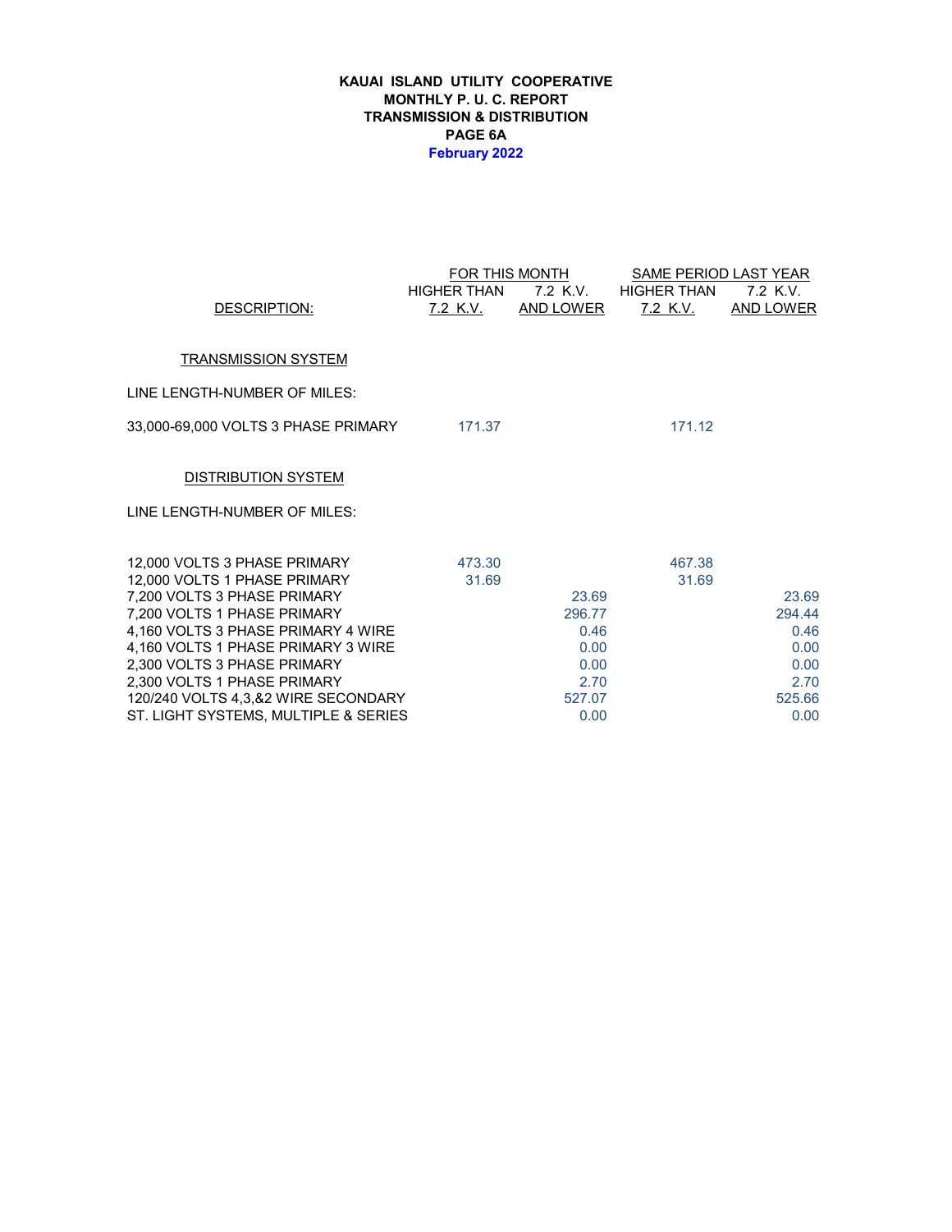**KAUAI ISLAND UTILITY COOPERATIVE**
**MONTHLY P. U. C. REPORT**
**TRANSMISSION & DISTRIBUTION**
**PAGE 6A**
**February 2022**

| DESCRIPTION: | FOR THIS MONTH | | SAME PERIOD LAST YEAR | |
|---|---|---|---|---|
| | HIGHER THAN 7.2 K.V. | 7.2 K.V. AND LOWER | HIGHER THAN 7.2 K.V. | 7.2 K.V. AND LOWER |
| TRANSMISSION SYSTEM | | | | |
| LINE LENGTH-NUMBER OF MILES: | | | | |
| 33,000-69,000 VOLTS 3 PHASE PRIMARY | 171.37 | | 171.12 | |
| DISTRIBUTION SYSTEM | | | | |
| LINE LENGTH-NUMBER OF MILES: | | | | |
| 12,000 VOLTS 3 PHASE PRIMARY | 473.30 | | 467.38 | |
| 12,000 VOLTS 1 PHASE PRIMARY | 31.69 | | 31.69 | |
| 7,200 VOLTS 3 PHASE PRIMARY | | 23.69 | | 23.69 |
| 7,200 VOLTS 1 PHASE PRIMARY | | 296.77 | | 294.44 |
| 4,160 VOLTS 3 PHASE PRIMARY 4 WIRE | | 0.46 | | 0.46 |
| 4,160 VOLTS 1 PHASE PRIMARY 3 WIRE | | 0.00 | | 0.00 |
| 2,300 VOLTS 3 PHASE PRIMARY | | 0.00 | | 0.00 |
| 2,300 VOLTS 1 PHASE PRIMARY | | 2.70 | | 2.70 |
| 120/240 VOLTS 4,3,&2 WIRE SECONDARY | | 527.07 | | 525.66 |
| ST. LIGHT SYSTEMS, MULTIPLE & SERIES | | 0.00 | | 0.00 |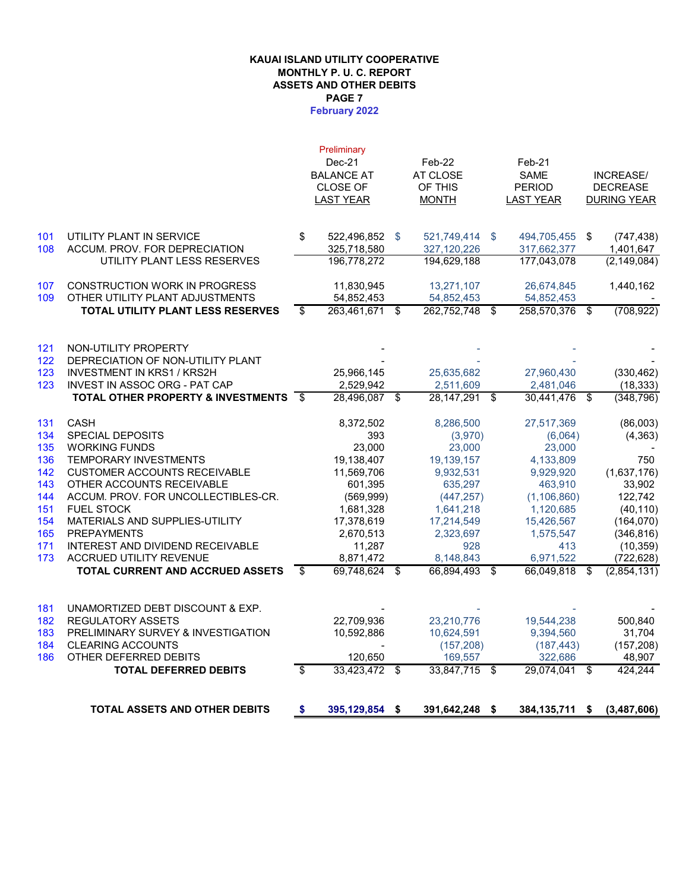# KAUAI ISLAND UTILITY COOPERATIVE
## MONTHLY P. U. C. REPORT
## ASSETS AND OTHER DEBITS
## PAGE 7
## February 2022

| | | Preliminary Dec-21 BALANCE AT CLOSE OF LAST YEAR | Feb-22 AT CLOSE OF THIS MONTH | Feb-21 SAME PERIOD LAST YEAR | INCREASE/ DECREASE DURING YEAR |
|---|---|---|---|---|---|
| 101 | UTILITY PLANT IN SERVICE | $ 522,496,852 | $ 521,749,414 | $ 494,705,455 | $ (747,438) |
| 108 | ACCUM. PROV. FOR DEPRECIATION | 325,718,580 | 327,120,226 | 317,662,377 | 1,401,647 |
| | UTILITY PLANT LESS RESERVES | 196,778,272 | 194,629,188 | 177,043,078 | (2,149,084) |
| 107 | CONSTRUCTION WORK IN PROGRESS | 11,830,945 | 13,271,107 | 26,674,845 | 1,440,162 |
| 109 | OTHER UTILITY PLANT ADJUSTMENTS | 54,852,453 | 54,852,453 | 54,852,453 | - |
| | **TOTAL UTILITY PLANT LESS RESERVES** | $ 263,461,671 | $ 262,752,748 | $ 258,570,376 | $ (708,922) |
| 121 | NON-UTILITY PROPERTY | - | - | - | - |
| 122 | DEPRECIATION OF NON-UTILITY PLANT | - | - | - | - |
| 123 | INVESTMENT IN KRS1 / KRS2H | 25,966,145 | 25,635,682 | 27,960,430 | (330,462) |
| 123 | INVEST IN ASSOC ORG - PAT CAP | 2,529,942 | 2,511,609 | 2,481,046 | (18,333) |
| | **TOTAL OTHER PROPERTY & INVESTMENTS** | $ 28,496,087 | $ 28,147,291 | $ 30,441,476 | $ (348,796) |
| 131 | CASH | 8,372,502 | 8,286,500 | 27,517,369 | (86,003) |
| 134 | SPECIAL DEPOSITS | 393 | (3,970) | (6,064) | (4,363) |
| 135 | WORKING FUNDS | 23,000 | 23,000 | 23,000 | - |
| 136 | TEMPORARY INVESTMENTS | 19,138,407 | 19,139,157 | 4,133,809 | 750 |
| 142 | CUSTOMER ACCOUNTS RECEIVABLE | 11,569,706 | 9,932,531 | 9,929,920 | (1,637,176) |
| 143 | OTHER ACCOUNTS RECEIVABLE | 601,395 | 635,297 | 463,910 | 33,902 |
| 144 | ACCUM. PROV. FOR UNCOLLECTIBLES-CR. | (569,999) | (447,257) | (1,106,860) | 122,742 |
| 151 | FUEL STOCK | 1,681,328 | 1,641,218 | 1,120,685 | (40,110) |
| 154 | MATERIALS AND SUPPLIES-UTILITY | 17,378,619 | 17,214,549 | 15,426,567 | (164,070) |
| 165 | PREPAYMENTS | 2,670,513 | 2,323,697 | 1,575,547 | (346,816) |
| 171 | INTEREST AND DIVIDEND RECEIVABLE | 11,287 | 928 | 413 | (10,359) |
| 173 | ACCRUED UTILITY REVENUE | 8,871,472 | 8,148,843 | 6,971,522 | (722,628) |
| | **TOTAL CURRENT AND ACCRUED ASSETS** | $ 69,748,624 | $ 66,894,493 | $ 66,049,818 | $ (2,854,131) |
| 181 | UNAMORTIZED DEBT DISCOUNT & EXP. | - | - | - | - |
| 182 | REGULATORY ASSETS | 22,709,936 | 23,210,776 | 19,544,238 | 500,840 |
| 183 | PRELIMINARY SURVEY & INVESTIGATION | 10,592,886 | 10,624,591 | 9,394,560 | 31,704 |
| 184 | CLEARING ACCOUNTS | - | (157,208) | (187,443) | (157,208) |
| 186 | OTHER DEFERRED DEBITS | 120,650 | 169,557 | 322,686 | 48,907 |
| | **TOTAL DEFERRED DEBITS** | $ 33,423,472 | $ 33,847,715 | $ 29,074,041 | $ 424,244 |
| | **TOTAL ASSETS AND OTHER DEBITS** | **$ 395,129,854** | **$ 391,642,248** | **$ 384,135,711** | **$ (3,487,606)** |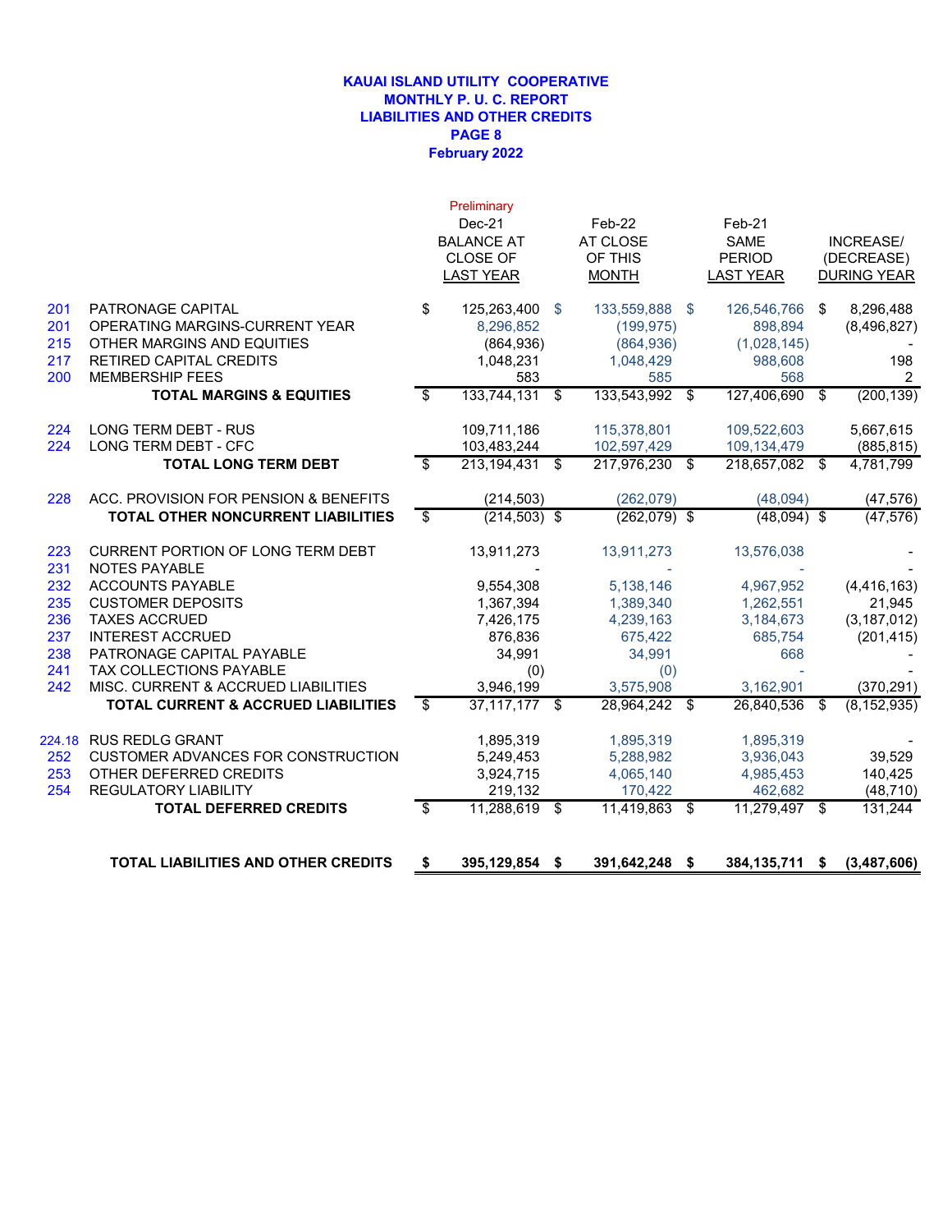**KAUAI ISLAND UTILITY COOPERATIVE**
**MONTHLY P. U. C. REPORT**
**LIABILITIES AND OTHER CREDITS**
**PAGE 8**
**February 2022**

| | | Preliminary Dec-21 BALANCE AT CLOSE OF LAST YEAR | Feb-22 AT CLOSE OF THIS MONTH | Feb-21 SAME PERIOD LAST YEAR | INCREASE/ (DECREASE) DURING YEAR |
|---|---|---|---|---|---|
| 201 | PATRONAGE CAPITAL | $ 125,263,400 | $ 133,559,888 | $ 126,546,766 | $ 8,296,488 |
| 201 | OPERATING MARGINS-CURRENT YEAR | 8,296,852 | (199,975) | 898,894 | (8,496,827) |
| 215 | OTHER MARGINS AND EQUITIES | (864,936) | (864,936) | (1,028,145) | - |
| 217 | RETIRED CAPITAL CREDITS | 1,048,231 | 1,048,429 | 988,608 | 198 |
| 200 | MEMBERSHIP FEES | 583 | 585 | 568 | 2 |
| | **TOTAL MARGINS & EQUITIES** | $ 133,744,131 | $ 133,543,992 | $ 127,406,690 | $ (200,139) |
| 224 | LONG TERM DEBT - RUS | 109,711,186 | 115,378,801 | 109,522,603 | 5,667,615 |
| 224 | LONG TERM DEBT - CFC | 103,483,244 | 102,597,429 | 109,134,479 | (885,815) |
| | **TOTAL LONG TERM DEBT** | $ 213,194,431 | $ 217,976,230 | $ 218,657,082 | $ 4,781,799 |
| 228 | ACC. PROVISION FOR PENSION & BENEFITS | (214,503) | (262,079) | (48,094) | (47,576) |
| | **TOTAL OTHER NONCURRENT LIABILITIES** | $ (214,503) | $ (262,079) | $ (48,094) | $ (47,576) |
| 223 | CURRENT PORTION OF LONG TERM DEBT | 13,911,273 | 13,911,273 | 13,576,038 | - |
| 231 | NOTES PAYABLE | - | - | - | - |
| 232 | ACCOUNTS PAYABLE | 9,554,308 | 5,138,146 | 4,967,952 | (4,416,163) |
| 235 | CUSTOMER DEPOSITS | 1,367,394 | 1,389,340 | 1,262,551 | 21,945 |
| 236 | TAXES ACCRUED | 7,426,175 | 4,239,163 | 3,184,673 | (3,187,012) |
| 237 | INTEREST ACCRUED | 876,836 | 675,422 | 685,754 | (201,415) |
| 238 | PATRONAGE CAPITAL PAYABLE | 34,991 | 34,991 | 668 | - |
| 241 | TAX COLLECTIONS PAYABLE | (0) | (0) | - | - |
| 242 | MISC. CURRENT & ACCRUED LIABILITIES | 3,946,199 | 3,575,908 | 3,162,901 | (370,291) |
| | **TOTAL CURRENT & ACCRUED LIABILITIES** | $ 37,117,177 | $ 28,964,242 | $ 26,840,536 | $ (8,152,935) |
| 224.18 | RUS REDLG GRANT | 1,895,319 | 1,895,319 | 1,895,319 | - |
| 252 | CUSTOMER ADVANCES FOR CONSTRUCTION | 5,249,453 | 5,288,982 | 3,936,043 | 39,529 |
| 253 | OTHER DEFERRED CREDITS | 3,924,715 | 4,065,140 | 4,985,453 | 140,425 |
| 254 | REGULATORY LIABILITY | 219,132 | 170,422 | 462,682 | (48,710) |
| | **TOTAL DEFERRED CREDITS** | $ 11,288,619 | $ 11,419,863 | $ 11,279,497 | $ 131,244 |
| | **TOTAL LIABILITIES AND OTHER CREDITS** | **$ 395,129,854** | **$ 391,642,248** | **$ 384,135,711** | **$ (3,487,606)** |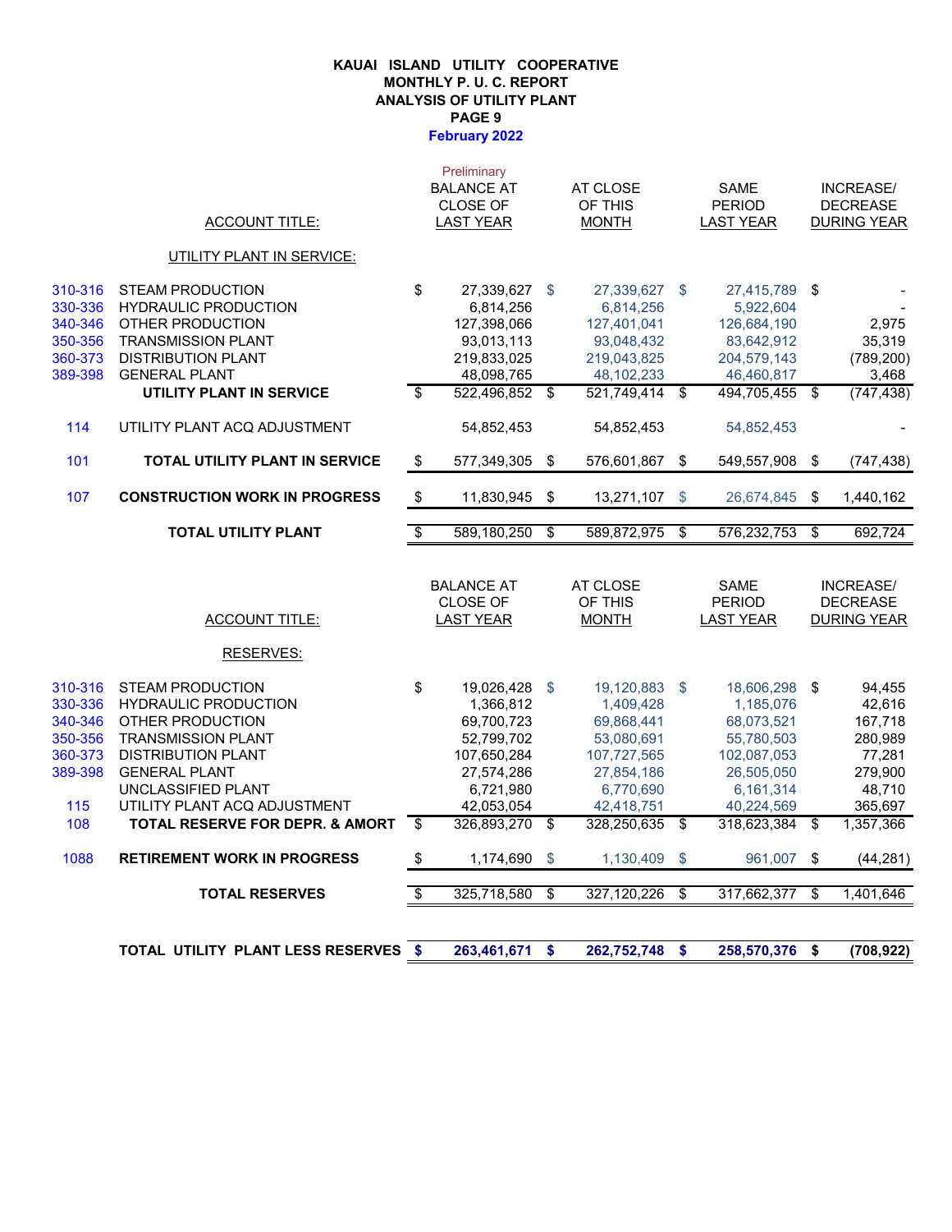# KAUAI ISLAND UTILITY COOPERATIVE
## MONTHLY P. U. C. REPORT
## ANALYSIS OF UTILITY PLANT
## PAGE 9
## February 2022

| | ACCOUNT TITLE: | Preliminary BALANCE AT CLOSE OF LAST YEAR | AT CLOSE OF THIS MONTH | SAME PERIOD LAST YEAR | INCREASE/ DECREASE DURING YEAR |
|---|---|---|---|---|---|
| | UTILITY PLANT IN SERVICE: | | | | |
| 310-316 | STEAM PRODUCTION | $ 27,339,627 | $ 27,339,627 | $ 27,415,789 | $ - |
| 330-336 | HYDRAULIC PRODUCTION | 6,814,256 | 6,814,256 | 5,922,604 | - |
| 340-346 | OTHER PRODUCTION | 127,398,066 | 127,401,041 | 126,684,190 | 2,975 |
| 350-356 | TRANSMISSION PLANT | 93,013,113 | 93,048,432 | 83,642,912 | 35,319 |
| 360-373 | DISTRIBUTION PLANT | 219,833,025 | 219,043,825 | 204,579,143 | (789,200) |
| 389-398 | GENERAL PLANT | 48,098,765 | 48,102,233 | 46,460,817 | 3,468 |
| | **UTILITY PLANT IN SERVICE** | $ 522,496,852 | $ 521,749,414 | $ 494,705,455 | $ (747,438) |
| 114 | UTILITY PLANT ACQ ADJUSTMENT | 54,852,453 | 54,852,453 | 54,852,453 | - |
| 101 | **TOTAL UTILITY PLANT IN SERVICE** | $ 577,349,305 | $ 576,601,867 | $ 549,557,908 | $ (747,438) |
| 107 | **CONSTRUCTION WORK IN PROGRESS** | $ 11,830,945 | $ 13,271,107 | $ 26,674,845 | $ 1,440,162 |
| | **TOTAL UTILITY PLANT** | $ 589,180,250 | $ 589,872,975 | $ 576,232,753 | $ 692,724 |

| | ACCOUNT TITLE: | BALANCE AT CLOSE OF LAST YEAR | AT CLOSE OF THIS MONTH | SAME PERIOD LAST YEAR | INCREASE/ DECREASE DURING YEAR |
|---|---|---|---|---|---|
| | RESERVES: | | | | |
| 310-316 | STEAM PRODUCTION | $ 19,026,428 | $ 19,120,883 | $ 18,606,298 | $ 94,455 |
| 330-336 | HYDRAULIC PRODUCTION | 1,366,812 | 1,409,428 | 1,185,076 | 42,616 |
| 340-346 | OTHER PRODUCTION | 69,700,723 | 69,868,441 | 68,073,521 | 167,718 |
| 350-356 | TRANSMISSION PLANT | 52,799,702 | 53,080,691 | 55,780,503 | 280,989 |
| 360-373 | DISTRIBUTION PLANT | 107,650,284 | 107,727,565 | 102,087,053 | 77,281 |
| 389-398 | GENERAL PLANT | 27,574,286 | 27,854,186 | 26,505,050 | 279,900 |
| | UNCLASSIFIED PLANT | 6,721,980 | 6,770,690 | 6,161,314 | 48,710 |
| 115 | UTILITY PLANT ACQ ADJUSTMENT | 42,053,054 | 42,418,751 | 40,224,569 | 365,697 |
| 108 | **TOTAL RESERVE FOR DEPR. & AMORT** | $ 326,893,270 | $ 328,250,635 | $ 318,623,384 | $ 1,357,366 |
| 1088 | **RETIREMENT WORK IN PROGRESS** | $ 1,174,690 | $ 1,130,409 | $ 961,007 | $ (44,281) |
| | **TOTAL RESERVES** | $ 325,718,580 | $ 327,120,226 | $ 317,662,377 | $ 1,401,646 |
| | **TOTAL UTILITY PLANT LESS RESERVES** | **$ 263,461,671** | **$ 262,752,748** | **$ 258,570,376** | **$ (708,922)** |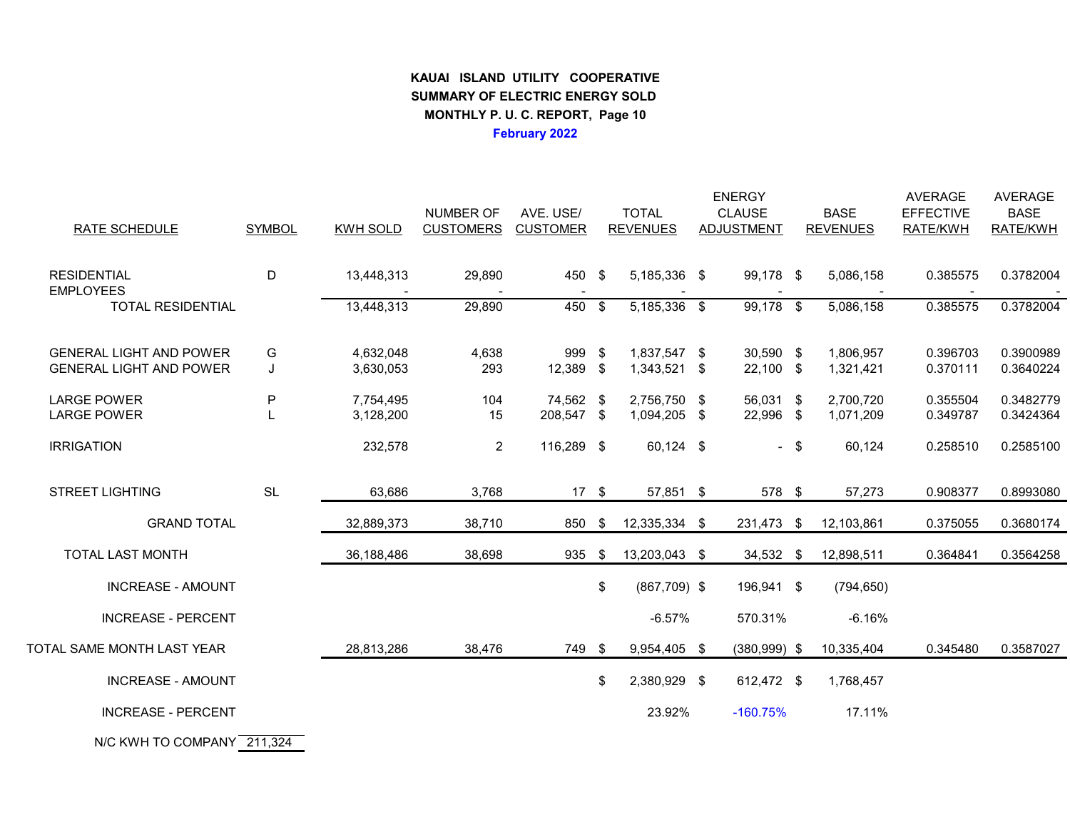**KAUAI ISLAND UTILITY COOPERATIVE**
**SUMMARY OF ELECTRIC ENERGY SOLD**
**MONTHLY P. U. C. REPORT, Page 10**
**February 2022**

| RATE SCHEDULE | SYMBOL | KWH SOLD | NUMBER OF CUSTOMERS | AVE. USE/ CUSTOMER | TOTAL REVENUES | ENERGY CLAUSE ADJUSTMENT | BASE REVENUES | AVERAGE EFFECTIVE RATE/KWH | AVERAGE BASE RATE/KWH |
|---|---|---|---|---|---|---|---|---|---|
| RESIDENTIAL | D | 13,448,313 | 29,890 | 450 | $ 5,185,336 | $ 99,178 | $ 5,086,158 | 0.385575 | 0.3782004 |
| EMPLOYEES | | - | - | - | - | - | - | - | - |
| TOTAL RESIDENTIAL | | 13,448,313 | 29,890 | 450 | $ 5,185,336 | $ 99,178 | $ 5,086,158 | 0.385575 | 0.3782004 |
| GENERAL LIGHT AND POWER | G | 4,632,048 | 4,638 | 999 | $ 1,837,547 | $ 30,590 | $ 1,806,957 | 0.396703 | 0.3900989 |
| GENERAL LIGHT AND POWER | J | 3,630,053 | 293 | 12,389 | $ 1,343,521 | $ 22,100 | $ 1,321,421 | 0.370111 | 0.3640224 |
| LARGE POWER | P | 7,754,495 | 104 | 74,562 | $ 2,756,750 | $ 56,031 | $ 2,700,720 | 0.355504 | 0.3482779 |
| LARGE POWER | L | 3,128,200 | 15 | 208,547 | $ 1,094,205 | $ 22,996 | $ 1,071,209 | 0.349787 | 0.3424364 |
| IRRIGATION | | 232,578 | 2 | 116,289 | $ 60,124 | $ - | $ 60,124 | 0.258510 | 0.2585100 |
| STREET LIGHTING | SL | 63,686 | 3,768 | 17 | $ 57,851 | $ 578 | $ 57,273 | 0.908377 | 0.8993080 |
| GRAND TOTAL | | 32,889,373 | 38,710 | 850 | $ 12,335,334 | $ 231,473 | $ 12,103,861 | 0.375055 | 0.3680174 |
| TOTAL LAST MONTH | | 36,188,486 | 38,698 | 935 | $ 13,203,043 | $ 34,532 | $ 12,898,511 | 0.364841 | 0.3564258 |
| INCREASE - AMOUNT | | | | | $ (867,709) | $ 196,941 | $ (794,650) | | |
| INCREASE - PERCENT | | | | | -6.57% | 570.31% | -6.16% | | |
| TOTAL SAME MONTH LAST YEAR | | 28,813,286 | 38,476 | 749 | $ 9,954,405 | $ (380,999) | $ 10,335,404 | 0.345480 | 0.3587027 |
| INCREASE - AMOUNT | | | | | $ 2,380,929 | $ 612,472 | $ 1,768,457 | | |
| INCREASE - PERCENT | | | | | 23.92% | -160.75% | 17.11% | | |

N/C KWH TO COMPANY 211,324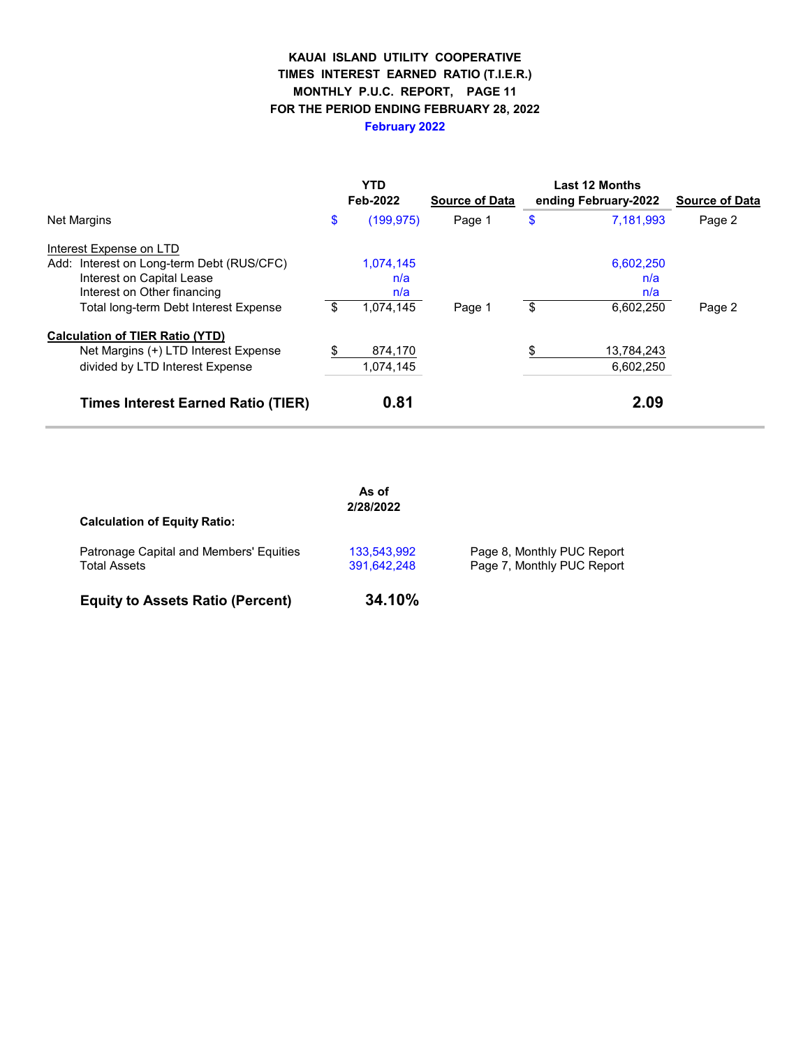# KAUAI ISLAND UTILITY COOPERATIVE
## TIMES INTEREST EARNED RATIO (T.I.E.R.)
## MONTHLY P.U.C. REPORT, PAGE 11
## FOR THE PERIOD ENDING FEBRUARY 28, 2022
## February 2022

| | YTD Feb-2022 | Source of Data | Last 12 Months ending February-2022 | Source of Data |
|---|---|---|---|---|
| Net Margins | $ (199,975) | Page 1 | $ 7,181,993 | Page 2 |
| Interest Expense on LTD | | | | |
| Add: Interest on Long-term Debt (RUS/CFC) | 1,074,145 | | 6,602,250 | |
| Interest on Capital Lease | n/a | | n/a | |
| Interest on Other financing | n/a | | n/a | |
| Total long-term Debt Interest Expense | $ 1,074,145 | Page 1 | $ 6,602,250 | Page 2 |
| **Calculation of TIER Ratio (YTD)** | | | | |
| Net Margins (+) LTD Interest Expense | $ 874,170 | | $ 13,784,243 | |
| divided by LTD Interest Expense | 1,074,145 | | 6,602,250 | |
| **Times Interest Earned Ratio (TIER)** | **0.81** | | **2.09** | |

| Calculation of Equity Ratio: | As of 2/28/2022 | |
|---|---|---|
| Patronage Capital and Members' Equities | 133,543,992 | Page 8, Monthly PUC Report |
| Total Assets | 391,642,248 | Page 7, Monthly PUC Report |
| **Equity to Assets Ratio (Percent)** | **34.10%** | |